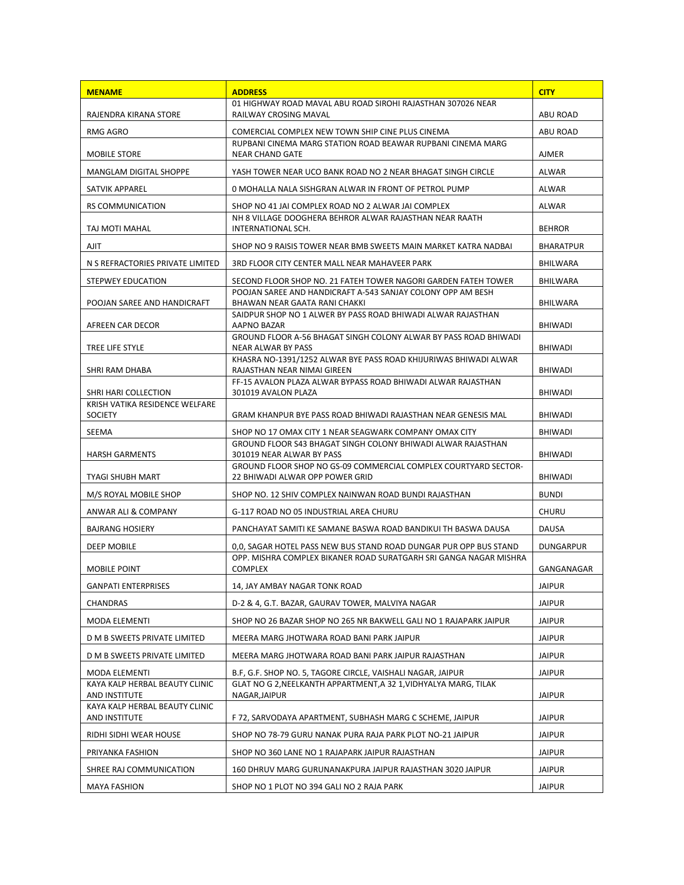| MENAME | ADDRESS | CITY |
|---|---|---|
| RAJENDRA KIRANA STORE | 01 HIGHWAY ROAD MAVAL ABU ROAD SIROHI RAJASTHAN 307026 NEAR RAILWAY CROSING MAVAL | ABU ROAD |
| RMG AGRO | COMERCIAL COMPLEX NEW TOWN SHIP CINE PLUS CINEMA | ABU ROAD |
| MOBILE STORE | RUPBANI CINEMA MARG STATION ROAD BEAWAR RUPBANI CINEMA MARG NEAR CHAND GATE | AJMER |
| MANGLAM DIGITAL SHOPPE | YASH TOWER NEAR UCO BANK ROAD NO 2 NEAR BHAGAT SINGH CIRCLE | ALWAR |
| SATVIK APPAREL | 0 MOHALLA NALA SISHGRAN ALWAR IN FRONT OF PETROL PUMP | ALWAR |
| RS COMMUNICATION | SHOP NO 41 JAI COMPLEX ROAD NO 2 ALWAR JAI COMPLEX | ALWAR |
| TAJ MOTI MAHAL | NH 8 VILLAGE DOOGHERA BEHROR ALWAR RAJASTHAN NEAR RAATH INTERNATIONAL SCH. | BEHROR |
| AJIT | SHOP NO 9 RAISIS TOWER NEAR BMB SWEETS MAIN MARKET KATRA NADBAI | BHARATPUR |
| N S REFRACTORIES PRIVATE LIMITED | 3RD FLOOR CITY CENTER MALL NEAR MAHAVEER PARK | BHILWARA |
| STEPWEY EDUCATION | SECOND FLOOR SHOP NO. 21 FATEH TOWER NAGORI GARDEN FATEH TOWER | BHILWARA |
| POOJAN SAREE AND HANDICRAFT | POOJAN SAREE AND HANDICRAFT A-543 SANJAY COLONY OPP AM BESH BHAWAN NEAR GAATA RANI CHAKKI | BHILWARA |
| AFREEN CAR DECOR | SAIDPUR SHOP NO 1 ALWER BY PASS ROAD BHIWADI ALWAR RAJASTHAN AAPNO BAZAR | BHIWADI |
| TREE LIFE STYLE | GROUND FLOOR A-56 BHAGAT SINGH COLONY ALWAR BY PASS ROAD BHIWADI NEAR ALWAR BY PASS | BHIWADI |
| SHRI RAM DHABA | KHASRA NO-1391/1252 ALWAR BYE PASS ROAD KHIJURIWAS BHIWADI ALWAR RAJASTHAN NEAR NIMAI GIREEN | BHIWADI |
| SHRI HARI COLLECTION | FF-15 AVALON PLAZA ALWAR BYPASS ROAD BHIWADI ALWAR RAJASTHAN 301019 AVALON PLAZA | BHIWADI |
| KRISH VATIKA RESIDENCE WELFARE SOCIETY | GRAM KHANPUR BYE PASS ROAD BHIWADI RAJASTHAN NEAR GENESIS MAL | BHIWADI |
| SEEMA | SHOP NO 17 OMAX CITY 1 NEAR SEAGWARK COMPANY OMAX CITY | BHIWADI |
| HARSH GARMENTS | GROUND FLOOR S43 BHAGAT SINGH COLONY BHIWADI ALWAR RAJASTHAN 301019 NEAR ALWAR BY PASS | BHIWADI |
| TYAGI SHUBH MART | GROUND FLOOR SHOP NO GS-09 COMMERCIAL COMPLEX COURTYARD SECTOR-22 BHIWADI ALWAR OPP POWER GRID | BHIWADI |
| M/S ROYAL MOBILE SHOP | SHOP NO. 12 SHIV COMPLEX NAINWAN ROAD BUNDI RAJASTHAN | BUNDI |
| ANWAR ALI & COMPANY | G-117 ROAD NO 05 INDUSTRIAL AREA CHURU | CHURU |
| BAJRANG HOSIERY | PANCHAYAT SAMITI KE SAMANE BASWA ROAD BANDIKUI TH BASWA DAUSA | DAUSA |
| DEEP MOBILE | 0,0, SAGAR HOTEL PASS NEW BUS STAND ROAD DUNGAR PUR OPP BUS STAND | DUNGARPUR |
| MOBILE POINT | OPP. MISHRA COMPLEX BIKANER ROAD SURATGARH SRI GANGA NAGAR MISHRA COMPLEX | GANGANAGAR |
| GANPATI ENTERPRISES | 14, JAY AMBAY NAGAR TONK ROAD | JAIPUR |
| CHANDRAS | D-2 & 4, G.T. BAZAR, GAURAV TOWER, MALVIYA NAGAR | JAIPUR |
| MODA ELEMENTI | SHOP NO 26 BAZAR SHOP NO 265 NR BAKWELL GALI NO 1 RAJAPARK JAIPUR | JAIPUR |
| D M B SWEETS PRIVATE LIMITED | MEERA MARG JHOTWARA ROAD BANI PARK JAIPUR | JAIPUR |
| D M B SWEETS PRIVATE LIMITED | MEERA MARG JHOTWARA ROAD BANI PARK JAIPUR RAJASTHAN | JAIPUR |
| MODA ELEMENTI | B.F, G.F. SHOP NO. 5, TAGORE CIRCLE, VAISHALI NAGAR, JAIPUR | JAIPUR |
| KAYA KALP HERBAL BEAUTY CLINIC AND INSTITUTE | GLAT NO G 2,NEELKANTH APPARTMENT,A 32 1,VIDHYALYA MARG, TILAK NAGAR,JAIPUR | JAIPUR |
| KAYA KALP HERBAL BEAUTY CLINIC AND INSTITUTE | F 72, SARVODAYA APARTMENT, SUBHASH MARG C SCHEME, JAIPUR | JAIPUR |
| RIDHI SIDHI WEAR HOUSE | SHOP NO 78-79 GURU NANAK PURA RAJA PARK PLOT NO-21 JAIPUR | JAIPUR |
| PRIYANKA FASHION | SHOP NO 360 LANE NO 1 RAJAPARK JAIPUR RAJASTHAN | JAIPUR |
| SHREE RAJ COMMUNICATION | 160 DHRUV MARG GURUNANAKPURA JAIPUR RAJASTHAN 3020 JAIPUR | JAIPUR |
| MAYA FASHION | SHOP NO 1 PLOT NO 394 GALI NO 2 RAJA PARK | JAIPUR |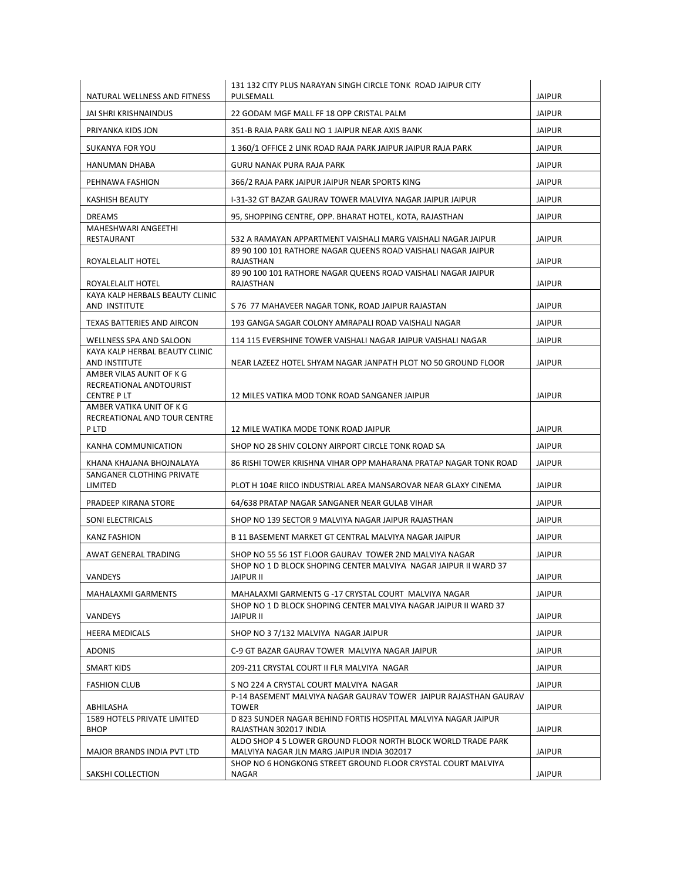| | | |
|---|---|---|
| NATURAL WELLNESS AND FITNESS | 131 132 CITY PLUS NARAYAN SINGH CIRCLE TONK ROAD JAIPUR CITY PULSEMALL | JAIPUR |
| JAI SHRI KRISHNAINDUS | 22 GODAM MGF MALL FF 18 OPP CRISTAL PALM | JAIPUR |
| PRIYANKA KIDS JON | 351-B RAJA PARK GALI NO 1 JAIPUR NEAR AXIS BANK | JAIPUR |
| SUKANYA FOR YOU | 1 360/1 OFFICE 2 LINK ROAD RAJA PARK JAIPUR JAIPUR RAJA PARK | JAIPUR |
| HANUMAN DHABA | GURU NANAK PURA RAJA PARK | JAIPUR |
| PEHNAWA FASHION | 366/2 RAJA PARK JAIPUR JAIPUR NEAR SPORTS KING | JAIPUR |
| KASHISH BEAUTY | I-31-32 GT BAZAR GAURAV TOWER MALVIYA NAGAR JAIPUR JAIPUR | JAIPUR |
| DREAMS | 95, SHOPPING CENTRE, OPP. BHARAT HOTEL, KOTA, RAJASTHAN | JAIPUR |
| MAHESHWARI ANGEETHI RESTAURANT | 532 A RAMAYAN APPARTMENT VAISHALI MARG VAISHALI NAGAR JAIPUR | JAIPUR |
| ROYALELALIT HOTEL | 89 90 100 101 RATHORE NAGAR QUEENS ROAD VAISHALI NAGAR JAIPUR RAJASTHAN | JAIPUR |
| ROYALELALIT HOTEL | 89 90 100 101 RATHORE NAGAR QUEENS ROAD VAISHALI NAGAR JAIPUR RAJASTHAN | JAIPUR |
| KAYA KALP HERBALS BEAUTY CLINIC AND INSTITUTE | S 76 77 MAHAVEER NAGAR TONK, ROAD JAIPUR RAJASTAN | JAIPUR |
| TEXAS BATTERIES AND AIRCON | 193 GANGA SAGAR COLONY AMRAPALI ROAD VAISHALI NAGAR | JAIPUR |
| WELLNESS SPA AND SALOON | 114 115 EVERSHINE TOWER VAISHALI NAGAR JAIPUR VAISHALI NAGAR | JAIPUR |
| KAYA KALP HERBAL BEAUTY CLINIC AND INSTITUTE | NEAR LAZEEZ HOTEL SHYAM NAGAR JANPATH PLOT NO 50 GROUND FLOOR | JAIPUR |
| AMBER VILAS AUNIT OF K G RECREATIONAL ANDTOURIST CENTRE P LT | 12 MILES VATIKA MOD TONK ROAD SANGANER JAIPUR | JAIPUR |
| AMBER VATIKA UNIT OF K G RECREATIONAL AND TOUR CENTRE P LTD | 12 MILE WATIKA MODE TONK ROAD JAIPUR | JAIPUR |
| KANHA COMMUNICATION | SHOP NO 28 SHIV COLONY AIRPORT CIRCLE TONK ROAD SA | JAIPUR |
| KHANA KHAJANA BHOJNALAYA | 86 RISHI TOWER KRISHNA VIHAR OPP MAHARANA PRATAP NAGAR TONK ROAD | JAIPUR |
| SANGANER CLOTHING PRIVATE LIMITED | PLOT H 104E RIICO INDUSTRIAL AREA MANSAROVAR NEAR GLAXY CINEMA | JAIPUR |
| PRADEEP KIRANA STORE | 64/638 PRATAP NAGAR SANGANER NEAR GULAB VIHAR | JAIPUR |
| SONI ELECTRICALS | SHOP NO 139 SECTOR 9 MALVIYA NAGAR JAIPUR RAJASTHAN | JAIPUR |
| KANZ FASHION | B 11 BASEMENT MARKET GT CENTRAL MALVIYA NAGAR JAIPUR | JAIPUR |
| AWAT GENERAL TRADING | SHOP NO 55 56 1ST FLOOR GAURAV TOWER 2ND MALVIYA NAGAR | JAIPUR |
| VANDEYS | SHOP NO 1 D BLOCK SHOPING CENTER MALVIYA NAGAR JAIPUR II WARD 37 JAIPUR II | JAIPUR |
| MAHALAXMI GARMENTS | MAHALAXMI GARMENTS G -17 CRYSTAL COURT MALVIYA NAGAR | JAIPUR |
| VANDEYS | SHOP NO 1 D BLOCK SHOPING CENTER MALVIYA NAGAR JAIPUR II WARD 37 JAIPUR II | JAIPUR |
| HEERA MEDICALS | SHOP NO 3 7/132 MALVIYA NAGAR JAIPUR | JAIPUR |
| ADONIS | C-9 GT BAZAR GAURAV TOWER MALVIYA NAGAR JAIPUR | JAIPUR |
| SMART KIDS | 209-211 CRYSTAL COURT II FLR MALVIYA NAGAR | JAIPUR |
| FASHION CLUB | S NO 224 A CRYSTAL COURT MALVIYA NAGAR | JAIPUR |
| ABHILASHA | P-14 BASEMENT MALVIYA NAGAR GAURAV TOWER JAIPUR RAJASTHAN GAURAV TOWER | JAIPUR |
| 1589 HOTELS PRIVATE LIMITED BHOP | D 823 SUNDER NAGAR BEHIND FORTIS HOSPITAL MALVIYA NAGAR JAIPUR RAJASTHAN 302017 INDIA | JAIPUR |
| MAJOR BRANDS INDIA PVT LTD | ALDO SHOP 4 5 LOWER GROUND FLOOR NORTH BLOCK WORLD TRADE PARK MALVIYA NAGAR JLN MARG JAIPUR INDIA 302017 | JAIPUR |
| SAKSHI COLLECTION | SHOP NO 6 HONGKONG STREET GROUND FLOOR CRYSTAL COURT MALVIYA NAGAR | JAIPUR |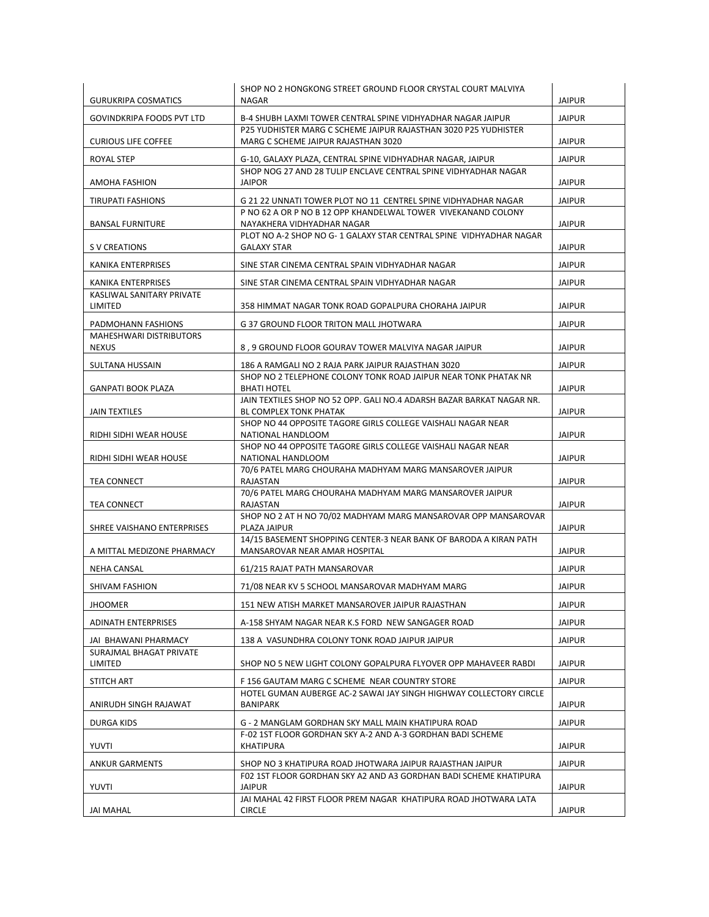| | | |
|---|---|---|
| GURUKRIPA COSMATICS | SHOP NO 2 HONGKONG STREET GROUND FLOOR CRYSTAL COURT MALVIYA NAGAR | JAIPUR |
| GOVINDKRIPA FOODS PVT LTD | B-4 SHUBH LAXMI TOWER CENTRAL SPINE VIDHYADHAR NAGAR JAIPUR | JAIPUR |
| CURIOUS LIFE COFFEE | P25 YUDHISTER MARG C SCHEME JAIPUR RAJASTHAN 3020 P25 YUDHISTER MARG C SCHEME JAIPUR RAJASTHAN 3020 | JAIPUR |
| ROYAL STEP | G-10, GALAXY PLAZA, CENTRAL SPINE VIDHYADHAR NAGAR, JAIPUR | JAIPUR |
| AMOHA FASHION | SHOP NOG 27 AND 28 TULIP ENCLAVE CENTRAL SPINE VIDHYADHAR NAGAR JAIPOR | JAIPUR |
| TIRUPATI FASHIONS | G 21 22 UNNATI TOWER PLOT NO 11 CENTREL SPINE VIDHYADHAR NAGAR | JAIPUR |
| BANSAL FURNITURE | P NO 62 A OR P NO B 12 OPP KHANDELWAL TOWER VIVEKANAND COLONY NAYAKHERA VIDHYADHAR NAGAR | JAIPUR |
| S V CREATIONS | PLOT NO A-2 SHOP NO G- 1 GALAXY STAR CENTRAL SPINE VIDHYADHAR NAGAR GALAXY STAR | JAIPUR |
| KANIKA ENTERPRISES | SINE STAR CINEMA CENTRAL SPAIN VIDHYADHAR NAGAR | JAIPUR |
| KANIKA ENTERPRISES | SINE STAR CINEMA CENTRAL SPAIN VIDHYADHAR NAGAR | JAIPUR |
| KASLIWAL SANITARY PRIVATE LIMITED | 358 HIMMAT NAGAR TONK ROAD GOPALPURA CHORAHA JAIPUR | JAIPUR |
| PADMOHANN FASHIONS | G 37 GROUND FLOOR TRITON MALL JHOTWARA | JAIPUR |
| MAHESHWARI DISTRIBUTORS NEXUS | 8 , 9 GROUND FLOOR GOURAV TOWER MALVIYA NAGAR JAIPUR | JAIPUR |
| SULTANA HUSSAIN | 186 A RAMGALI NO 2 RAJA PARK JAIPUR RAJASTHAN 3020 | JAIPUR |
| GANPATI BOOK PLAZA | SHOP NO 2 TELEPHONE COLONY TONK ROAD JAIPUR NEAR TONK PHATAK NR BHATI HOTEL | JAIPUR |
| JAIN TEXTILES | JAIN TEXTILES SHOP NO 52 OPP. GALI NO.4 ADARSH BAZAR BARKAT NAGAR NR. BL COMPLEX TONK PHATAK | JAIPUR |
| RIDHI SIDHI WEAR HOUSE | SHOP NO 44 OPPOSITE TAGORE GIRLS COLLEGE VAISHALI NAGAR NEAR NATIONAL HANDLOOM | JAIPUR |
| RIDHI SIDHI WEAR HOUSE | SHOP NO 44 OPPOSITE TAGORE GIRLS COLLEGE VAISHALI NAGAR NEAR NATIONAL HANDLOOM | JAIPUR |
| TEA CONNECT | 70/6 PATEL MARG CHOURAHA MADHYAM MARG MANSAROVER JAIPUR RAJASTAN | JAIPUR |
| TEA CONNECT | 70/6 PATEL MARG CHOURAHA MADHYAM MARG MANSAROVER JAIPUR RAJASTAN | JAIPUR |
| SHREE VAISHANO ENTERPRISES | SHOP NO 2 AT H NO 70/02 MADHYAM MARG MANSAROVAR OPP MANSAROVAR PLAZA JAIPUR | JAIPUR |
| A MITTAL MEDIZONE PHARMACY | 14/15 BASEMENT SHOPPING CENTER-3 NEAR BANK OF BARODA A KIRAN PATH MANSAROVAR NEAR AMAR HOSPITAL | JAIPUR |
| NEHA CANSAL | 61/215 RAJAT PATH MANSAROVAR | JAIPUR |
| SHIVAM FASHION | 71/08 NEAR KV 5 SCHOOL MANSAROVAR MADHYAM MARG | JAIPUR |
| JHOOMER | 151 NEW ATISH MARKET MANSAROVER JAIPUR RAJASTHAN | JAIPUR |
| ADINATH ENTERPRISES | A-158 SHYAM NAGAR NEAR K.S FORD NEW SANGAGER ROAD | JAIPUR |
| JAI BHAWANI PHARMACY | 138 A VASUNDHRA COLONY TONK ROAD JAIPUR JAIPUR | JAIPUR |
| SURAJMAL BHAGAT PRIVATE LIMITED | SHOP NO 5 NEW LIGHT COLONY GOPALPURA FLYOVER OPP MAHAVEER RABDI | JAIPUR |
| STITCH ART | F 156 GAUTAM MARG C SCHEME NEAR COUNTRY STORE | JAIPUR |
| ANIRUDH SINGH RAJAWAT | HOTEL GUMAN AUBERGE AC-2 SAWAI JAY SINGH HIGHWAY COLLECTORY CIRCLE BANIPARK | JAIPUR |
| DURGA KIDS | G - 2 MANGLAM GORDHAN SKY MALL MAIN KHATIPURA ROAD | JAIPUR |
| YUVTI | F-02 1ST FLOOR GORDHAN SKY A-2 AND A-3 GORDHAN BADI SCHEME KHATIPURA | JAIPUR |
| ANKUR GARMENTS | SHOP NO 3 KHATIPURA ROAD JHOTWARA JAIPUR RAJASTHAN JAIPUR | JAIPUR |
| YUVTI | F02 1ST FLOOR GORDHAN SKY A2 AND A3 GORDHAN BADI SCHEME KHATIPURA JAIPUR | JAIPUR |
| JAI MAHAL | JAI MAHAL 42 FIRST FLOOR PREM NAGAR KHATIPURA ROAD JHOTWARA LATA CIRCLE | JAIPUR |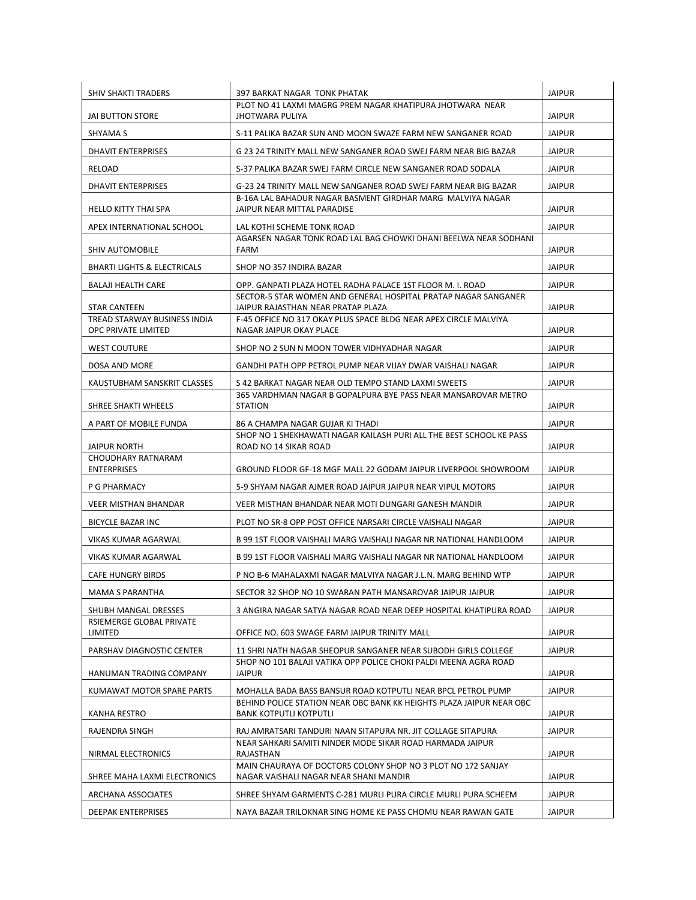| | | |
|---|---|---|
| SHIV SHAKTI TRADERS | 397 BARKAT NAGAR TONK PHATAK | JAIPUR |
| JAI BUTTON STORE | PLOT NO 41 LAXMI MAGRG PREM NAGAR KHATIPURA JHOTWARA NEAR JHOTWARA PULIYA | JAIPUR |
| SHYAMA S | S-11 PALIKA BAZAR SUN AND MOON SWAZE FARM NEW SANGANER ROAD | JAIPUR |
| DHAVIT ENTERPRISES | G 23 24 TRINITY MALL NEW SANGANER ROAD SWEJ FARM NEAR BIG BAZAR | JAIPUR |
| RELOAD | S-37 PALIKA BAZAR SWEJ FARM CIRCLE NEW SANGANER ROAD SODALA | JAIPUR |
| DHAVIT ENTERPRISES | G-23 24 TRINITY MALL NEW SANGANER ROAD SWEJ FARM NEAR BIG BAZAR | JAIPUR |
| HELLO KITTY THAI SPA | B-16A LAL BAHADUR NAGAR BASMENT GIRDHAR MARG MALVIYA NAGAR JAIPUR NEAR MITTAL PARADISE | JAIPUR |
| APEX INTERNATIONAL SCHOOL | LAL KOTHI SCHEME TONK ROAD | JAIPUR |
| SHIV AUTOMOBILE | AGARSEN NAGAR TONK ROAD LAL BAG CHOWKI DHANI BEELWA NEAR SODHANI FARM | JAIPUR |
| BHARTI LIGHTS & ELECTRICALS | SHOP NO 357 INDIRA BAZAR | JAIPUR |
| BALAJI HEALTH CARE | OPP. GANPATI PLAZA HOTEL RADHA PALACE 1ST FLOOR M. I. ROAD | JAIPUR |
| STAR CANTEEN | SECTOR-5 STAR WOMEN AND GENERAL HOSPITAL PRATAP NAGAR SANGANER JAIPUR RAJASTHAN NEAR PRATAP PLAZA | JAIPUR |
| TREAD STARWAY BUSINESS INDIA OPC PRIVATE LIMITED | F-45 OFFICE NO 317 OKAY PLUS SPACE BLDG NEAR APEX CIRCLE MALVIYA NAGAR JAIPUR OKAY PLACE | JAIPUR |
| WEST COUTURE | SHOP NO 2 SUN N MOON TOWER VIDHYADHAR NAGAR | JAIPUR |
| DOSA AND MORE | GANDHI PATH OPP PETROL PUMP NEAR VIJAY DWAR VAISHALI NAGAR | JAIPUR |
| KAUSTUBHAM SANSKRIT CLASSES | S 42 BARKAT NAGAR NEAR OLD TEMPO STAND LAXMI SWEETS | JAIPUR |
| SHREE SHAKTI WHEELS | 365 VARDHMAN NAGAR B GOPALPURA BYE PASS NEAR MANSAROVAR METRO STATION | JAIPUR |
| A PART OF MOBILE FUNDA | 86 A CHAMPA NAGAR GUJAR KI THADI | JAIPUR |
| JAIPUR NORTH | SHOP NO 1 SHEKHAWATI NAGAR KAILASH PURI ALL THE BEST SCHOOL KE PASS ROAD NO 14 SIKAR ROAD | JAIPUR |
| CHOUDHARY RATNARAM ENTERPRISES | GROUND FLOOR GF-18 MGF MALL 22 GODAM JAIPUR LIVERPOOL SHOWROOM | JAIPUR |
| P G PHARMACY | 5-9 SHYAM NAGAR AJMER ROAD JAIPUR JAIPUR NEAR VIPUL MOTORS | JAIPUR |
| VEER MISTHAN BHANDAR | VEER MISTHAN BHANDAR NEAR MOTI DUNGARI GANESH MANDIR | JAIPUR |
| BICYCLE BAZAR INC | PLOT NO SR-8 OPP POST OFFICE NARSARI CIRCLE VAISHALI NAGAR | JAIPUR |
| VIKAS KUMAR AGARWAL | B 99 1ST FLOOR VAISHALI MARG VAISHALI NAGAR NR NATIONAL HANDLOOM | JAIPUR |
| VIKAS KUMAR AGARWAL | B 99 1ST FLOOR VAISHALI MARG VAISHALI NAGAR NR NATIONAL HANDLOOM | JAIPUR |
| CAFE HUNGRY BIRDS | P NO B-6 MAHALAXMI NAGAR MALVIYA NAGAR J.L.N. MARG BEHIND WTP | JAIPUR |
| MAMA S PARANTHA | SECTOR 32 SHOP NO 10 SWARAN PATH MANSAROVAR JAIPUR JAIPUR | JAIPUR |
| SHUBH MANGAL DRESSES | 3 ANGIRA NAGAR SATYA NAGAR ROAD NEAR DEEP HOSPITAL KHATIPURA ROAD | JAIPUR |
| RSIEMERGE GLOBAL PRIVATE LIMITED | OFFICE NO. 603 SWAGE FARM JAIPUR TRINITY MALL | JAIPUR |
| PARSHAV DIAGNOSTIC CENTER | 11 SHRI NATH NAGAR SHEOPUR SANGANER NEAR SUBODH GIRLS COLLEGE | JAIPUR |
| HANUMAN TRADING COMPANY | SHOP NO 101 BALAJI VATIKA OPP POLICE CHOKI PALDI MEENA AGRA ROAD JAIPUR | JAIPUR |
| KUMAWAT MOTOR SPARE PARTS | MOHALLA BADA BASS BANSUR ROAD KOTPUTLI NEAR BPCL PETROL PUMP | JAIPUR |
| KANHA RESTRO | BEHIND POLICE STATION NEAR OBC BANK KK HEIGHTS PLAZA JAIPUR NEAR OBC BANK KOTPUTLI KOTPUTLI | JAIPUR |
| RAJENDRA SINGH | RAJ AMRATSARI TANDURI NAAN SITAPURA NR. JIT COLLAGE SITAPURA | JAIPUR |
| NIRMAL ELECTRONICS | NEAR SAHKARI SAMITI NINDER MODE SIKAR ROAD HARMADA JAIPUR RAJASTHAN | JAIPUR |
| SHREE MAHA LAXMI ELECTRONICS | MAIN CHAURAYA OF DOCTORS COLONY SHOP NO 3 PLOT NO 172 SANJAY NAGAR VAISHALI NAGAR NEAR SHANI MANDIR | JAIPUR |
| ARCHANA ASSOCIATES | SHREE SHYAM GARMENTS C-281 MURLI PURA CIRCLE MURLI PURA SCHEEM | JAIPUR |
| DEEPAK ENTERPRISES | NAYA BAZAR TRILOKNAR SING HOME KE PASS CHOMU NEAR RAWAN GATE | JAIPUR |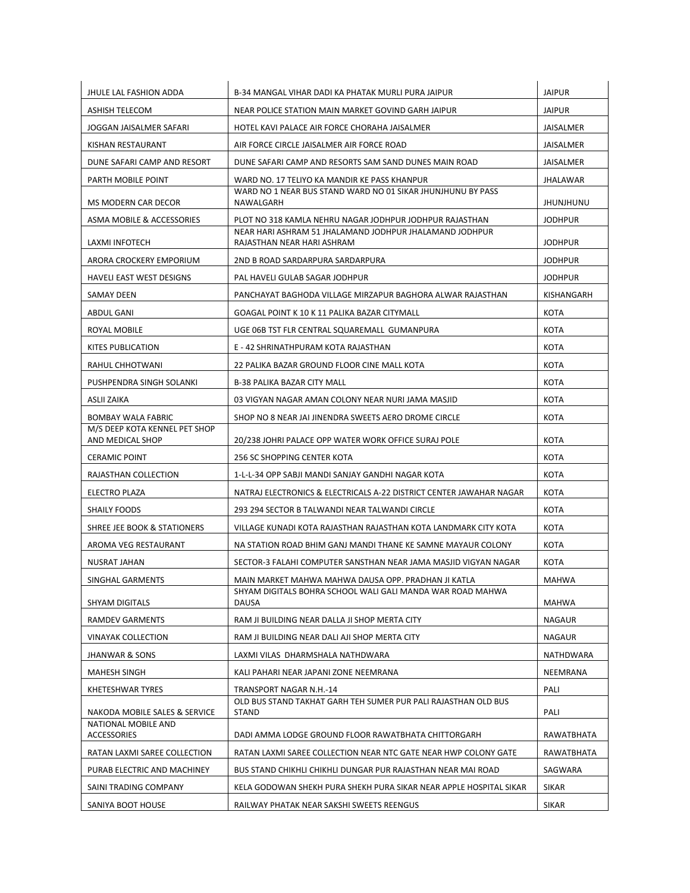| | | |
|---|---|---|
| JHULE LAL FASHION ADDA | B-34 MANGAL VIHAR DADI KA PHATAK MURLI PURA JAIPUR | JAIPUR |
| ASHISH TELECOM | NEAR POLICE STATION MAIN MARKET GOVIND GARH JAIPUR | JAIPUR |
| JOGGAN JAISALMER SAFARI | HOTEL KAVI PALACE AIR FORCE CHORAHA JAISALMER | JAISALMER |
| KISHAN RESTAURANT | AIR FORCE CIRCLE JAISALMER AIR FORCE ROAD | JAISALMER |
| DUNE SAFARI CAMP AND RESORT | DUNE SAFARI CAMP AND RESORTS SAM SAND DUNES MAIN ROAD | JAISALMER |
| PARTH MOBILE POINT | WARD NO. 17 TELIYO KA MANDIR KE PASS KHANPUR | JHALAWAR |
| MS MODERN CAR DECOR | WARD NO 1 NEAR BUS STAND WARD NO 01 SIKAR JHUNJHUNU BY PASS NAWALGARH | JHUNJHUNU |
| ASMA MOBILE & ACCESSORIES | PLOT NO 318 KAMLA NEHRU NAGAR JODHPUR JODHPUR RAJASTHAN | JODHPUR |
| LAXMI INFOTECH | NEAR HARI ASHRAM 51 JHALAMAND JODHPUR JHALAMAND JODHPUR RAJASTHAN NEAR HARI ASHRAM | JODHPUR |
| ARORA CROCKERY EMPORIUM | 2ND B ROAD SARDARPURA SARDARPURA | JODHPUR |
| HAVELI EAST WEST DESIGNS | PAL HAVELI GULAB SAGAR JODHPUR | JODHPUR |
| SAMAY DEEN | PANCHAYAT BAGHODA VILLAGE MIRZAPUR BAGHORA ALWAR RAJASTHAN | KISHANGARH |
| ABDUL GANI | GOAGAL POINT K 10 K 11 PALIKA BAZAR CITYMALL | KOTA |
| ROYAL MOBILE | UGE 06B TST FLR CENTRAL SQUAREMALL GUMANPURA | KOTA |
| KITES PUBLICATION | E - 42 SHRINATHPURAM KOTA RAJASTHAN | KOTA |
| RAHUL CHHOTWANI | 22 PALIKA BAZAR GROUND FLOOR CINE MALL KOTA | KOTA |
| PUSHPENDRA SINGH SOLANKI | B-38 PALIKA BAZAR CITY MALL | KOTA |
| ASLII ZAIKA | 03 VIGYAN NAGAR AMAN COLONY NEAR NURI JAMA MASJID | KOTA |
| BOMBAY WALA FABRIC | SHOP NO 8 NEAR JAI JINENDRA SWEETS AERO DROME CIRCLE | KOTA |
| M/S DEEP KOTA KENNEL PET SHOP AND MEDICAL SHOP | 20/238 JOHRI PALACE OPP WATER WORK OFFICE SURAJ POLE | KOTA |
| CERAMIC POINT | 256 SC SHOPPING CENTER KOTA | KOTA |
| RAJASTHAN COLLECTION | 1-L-L-34 OPP SABJI MANDI SANJAY GANDHI NAGAR KOTA | KOTA |
| ELECTRO PLAZA | NATRAJ ELECTRONICS & ELECTRICALS A-22 DISTRICT CENTER JAWAHAR NAGAR | KOTA |
| SHAILY FOODS | 293 294 SECTOR B TALWANDI NEAR TALWANDI CIRCLE | KOTA |
| SHREE JEE BOOK & STATIONERS | VILLAGE KUNADI KOTA RAJASTHAN RAJASTHAN KOTA LANDMARK CITY KOTA | KOTA |
| AROMA VEG RESTAURANT | NA STATION ROAD BHIM GANJ MANDI THANE KE SAMNE MAYAUR COLONY | KOTA |
| NUSRAT JAHAN | SECTOR-3 FALAHI COMPUTER SANSTHAN NEAR JAMA MASJID VIGYAN NAGAR | KOTA |
| SINGHAL GARMENTS | MAIN MARKET MAHWA MAHWA DAUSA OPP. PRADHAN JI KATLA | MAHWA |
| SHYAM DIGITALS | SHYAM DIGITALS BOHRA SCHOOL WALI GALI MANDA WAR ROAD MAHWA DAUSA | MAHWA |
| RAMDEV GARMENTS | RAM JI BUILDING NEAR DALLA JI SHOP MERTA CITY | NAGAUR |
| VINAYAK COLLECTION | RAM JI BUILDING NEAR DALI AJI SHOP MERTA CITY | NAGAUR |
| JHANWAR & SONS | LAXMI VILAS DHARMSHALA NATHDWARA | NATHDWARA |
| MAHESH SINGH | KALI PAHARI NEAR JAPANI ZONE NEEMRANA | NEEMRANA |
| KHETESHWAR TYRES | TRANSPORT NAGAR N.H.-14 | PALI |
| NAKODA MOBILE SALES & SERVICE | OLD BUS STAND TAKHAT GARH TEH SUMER PUR PALI RAJASTHAN OLD BUS STAND | PALI |
| NATIONAL MOBILE AND ACCESSORIES | DADI AMMA LODGE GROUND FLOOR RAWATBHATA CHITTORGARH | RAWATBHATA |
| RATAN LAXMI SAREE COLLECTION | RATAN LAXMI SAREE COLLECTION NEAR NTC GATE NEAR HWP COLONY GATE | RAWATBHATA |
| PURAB ELECTRIC AND MACHINEY | BUS STAND CHIKHLI CHIKHLI DUNGAR PUR RAJASTHAN NEAR MAI ROAD | SAGWARA |
| SAINI TRADING COMPANY | KELA GODOWAN SHEKH PURA SHEKH PURA SIKAR NEAR APPLE HOSPITAL SIKAR | SIKAR |
| SANIYA BOOT HOUSE | RAILWAY PHATAK NEAR SAKSHI SWEETS REENGUS | SIKAR |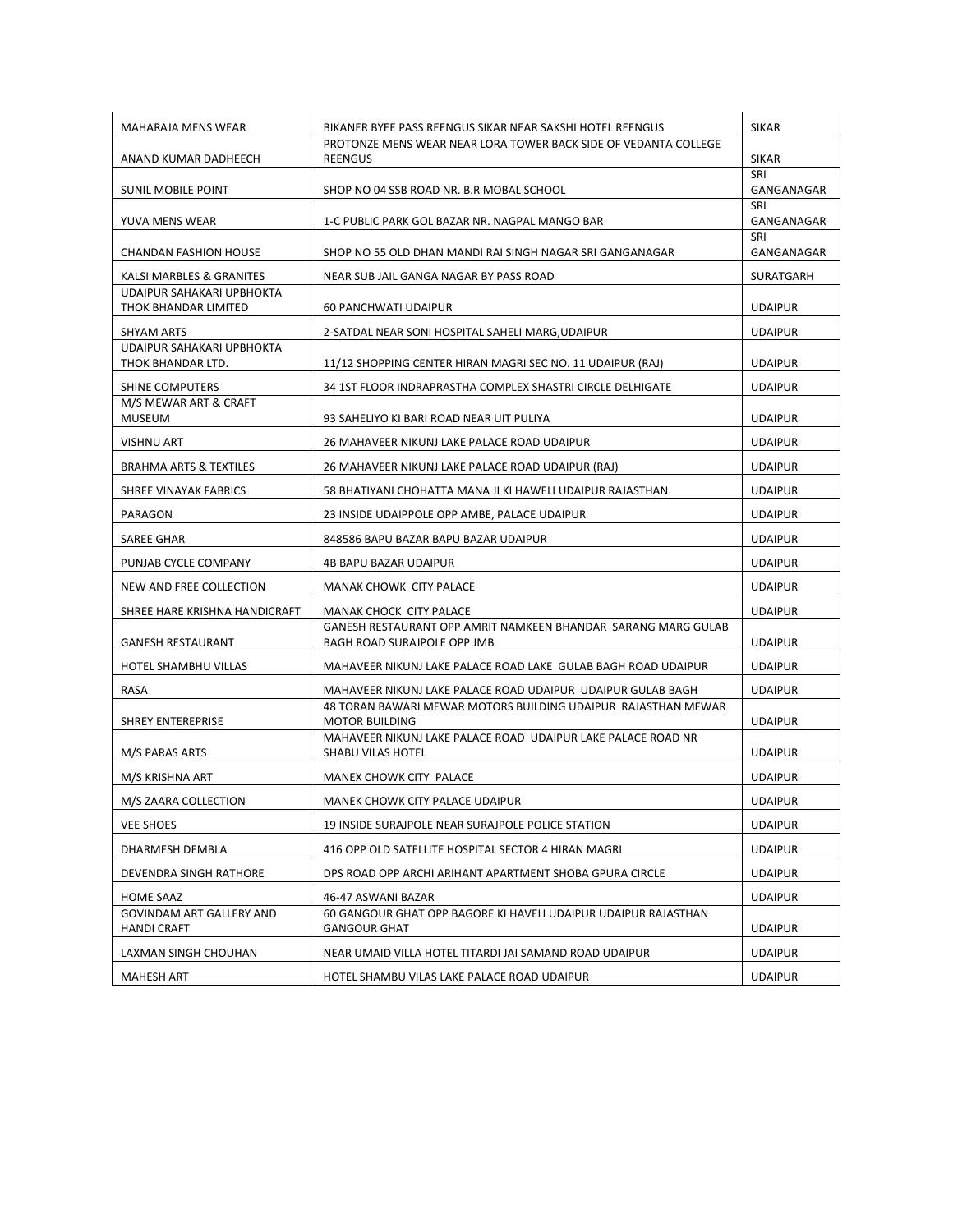| | | |
|---|---|---|
| MAHARAJA MENS WEAR | BIKANER BYEE PASS REENGUS SIKAR NEAR SAKSHI HOTEL REENGUS | SIKAR |
| ANAND KUMAR DADHEECH | PROTONZE MENS WEAR NEAR LORA TOWER BACK SIDE OF VEDANTA COLLEGE REENGUS | SIKAR |
| SUNIL MOBILE POINT | SHOP NO 04 SSB ROAD NR. B.R MOBAL SCHOOL | SRI GANGANAGAR |
| YUVA MENS WEAR | 1-C PUBLIC PARK GOL BAZAR NR. NAGPAL MANGO BAR | SRI GANGANAGAR |
| CHANDAN FASHION HOUSE | SHOP NO 55 OLD DHAN MANDI RAI SINGH NAGAR SRI GANGANAGAR | SRI GANGANAGAR |
| KALSI MARBLES & GRANITES | NEAR SUB JAIL GANGA NAGAR BY PASS ROAD | SURATGARH |
| UDAIPUR SAHAKARI UPBHOKTA THOK BHANDAR LIMITED | 60 PANCHWATI UDAIPUR | UDAIPUR |
| SHYAM ARTS | 2-SATDAL NEAR SONI HOSPITAL SAHELI MARG,UDAIPUR | UDAIPUR |
| UDAIPUR SAHAKARI UPBHOKTA THOK BHANDAR LTD. | 11/12 SHOPPING CENTER HIRAN MAGRI SEC NO. 11 UDAIPUR (RAJ) | UDAIPUR |
| SHINE COMPUTERS | 34 1ST FLOOR INDRAPRASTHA COMPLEX SHASTRI CIRCLE DELHIGATE | UDAIPUR |
| M/S MEWAR ART & CRAFT MUSEUM | 93 SAHELIYO KI BARI ROAD NEAR UIT PULIYA | UDAIPUR |
| VISHNU ART | 26 MAHAVEER NIKUNJ LAKE PALACE ROAD UDAIPUR | UDAIPUR |
| BRAHMA ARTS & TEXTILES | 26 MAHAVEER NIKUNJ LAKE PALACE ROAD UDAIPUR (RAJ) | UDAIPUR |
| SHREE VINAYAK FABRICS | 58 BHATIYANI CHOHATTA MANA JI KI HAWELI UDAIPUR RAJASTHAN | UDAIPUR |
| PARAGON | 23 INSIDE UDAIPPOLE OPP AMBE, PALACE UDAIPUR | UDAIPUR |
| SAREE GHAR | 848586 BAPU BAZAR BAPU BAZAR UDAIPUR | UDAIPUR |
| PUNJAB CYCLE COMPANY | 4B BAPU BAZAR UDAIPUR | UDAIPUR |
| NEW AND FREE COLLECTION | MANAK CHOWK CITY PALACE | UDAIPUR |
| SHREE HARE KRISHNA HANDICRAFT | MANAK CHOCK CITY PALACE | UDAIPUR |
| GANESH RESTAURANT | GANESH RESTAURANT OPP AMRIT NAMKEEN BHANDAR SARANG MARG GULAB BAGH ROAD SURAJPOLE OPP JMB | UDAIPUR |
| HOTEL SHAMBHU VILLAS | MAHAVEER NIKUNJ LAKE PALACE ROAD LAKE GULAB BAGH ROAD UDAIPUR | UDAIPUR |
| RASA | MAHAVEER NIKUNJ LAKE PALACE ROAD UDAIPUR UDAIPUR GULAB BAGH | UDAIPUR |
| SHREY ENTEREPRISE | 48 TORAN BAWARI MEWAR MOTORS BUILDING UDAIPUR RAJASTHAN MEWAR MOTOR BUILDING | UDAIPUR |
| M/S PARAS ARTS | MAHAVEER NIKUNJ LAKE PALACE ROAD UDAIPUR LAKE PALACE ROAD NR SHABU VILAS HOTEL | UDAIPUR |
| M/S KRISHNA ART | MANEX CHOWK CITY PALACE | UDAIPUR |
| M/S ZAARA COLLECTION | MANEK CHOWK CITY PALACE UDAIPUR | UDAIPUR |
| VEE SHOES | 19 INSIDE SURAJPOLE NEAR SURAJPOLE POLICE STATION | UDAIPUR |
| DHARMESH DEMBLA | 416 OPP OLD SATELLITE HOSPITAL SECTOR 4 HIRAN MAGRI | UDAIPUR |
| DEVENDRA SINGH RATHORE | DPS ROAD OPP ARCHI ARIHANT APARTMENT SHOBA GPURA CIRCLE | UDAIPUR |
| HOME SAAZ | 46-47 ASWANI BAZAR | UDAIPUR |
| GOVINDAM ART GALLERY AND HANDI CRAFT | 60 GANGOUR GHAT OPP BAGORE KI HAVELI UDAIPUR UDAIPUR RAJASTHAN GANGOUR GHAT | UDAIPUR |
| LAXMAN SINGH CHOUHAN | NEAR UMAID VILLA HOTEL TITARDI JAI SAMAND ROAD UDAIPUR | UDAIPUR |
| MAHESH ART | HOTEL SHAMBU VILAS LAKE PALACE ROAD UDAIPUR | UDAIPUR |